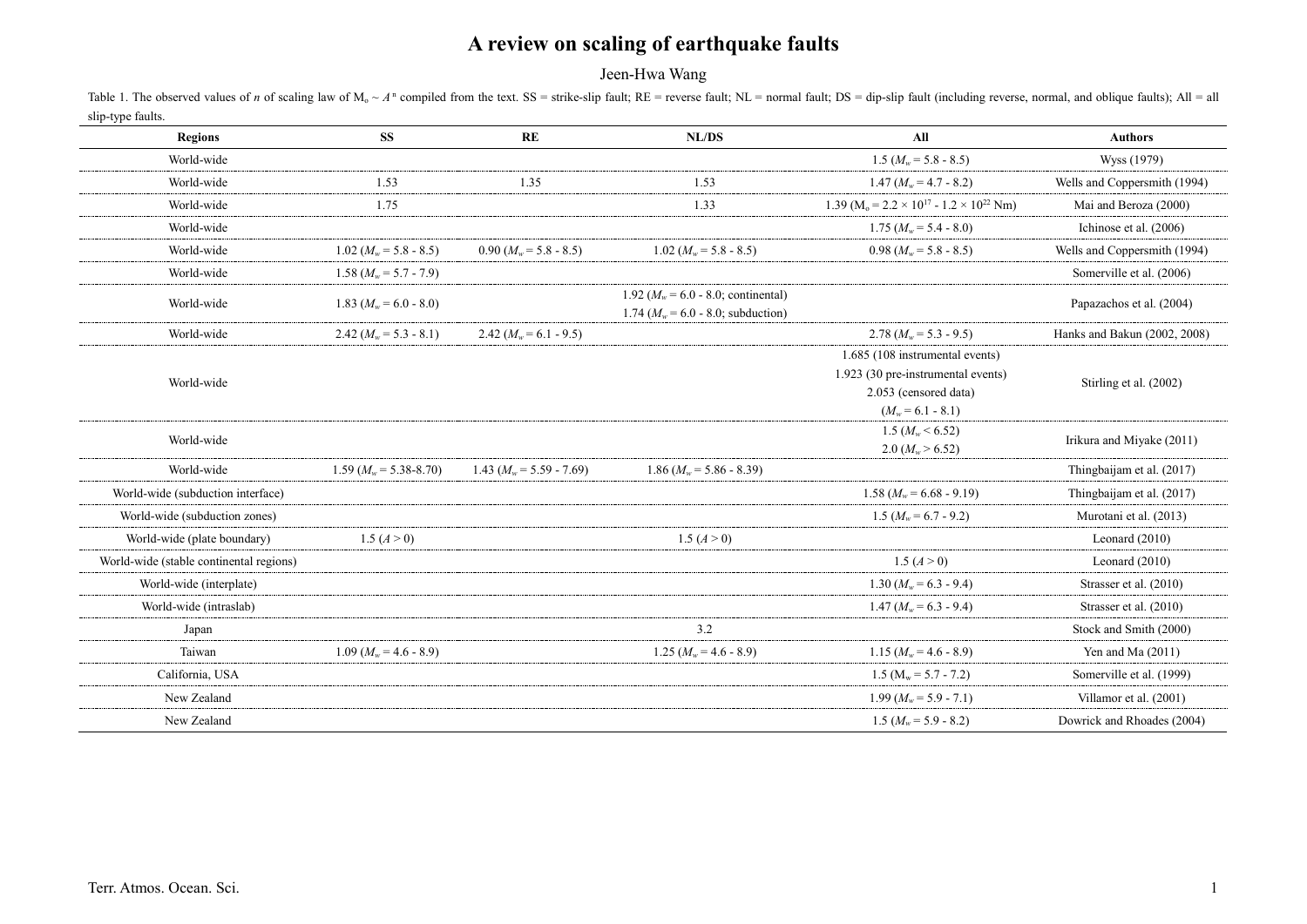# A review on scaling of earthquake faults

Jeen-Hwa Wang

Table 1. The observed values of $n$ of scaling law of $M_o \sim A^n$ compiled from the text. SS = strike-slip fault; RE = reverse fault; NL = normal fault; DS = dip-slip fault (including reverse, normal, and oblique faults); All = all slip-type faults.

| Regions | SS | RE | NL/DS | All | Authors |
|---|---|---|---|---|---|
| World-wide | | | | 1.5 ($M_w$ = 5.8 - 8.5) | Wyss (1979) |
| World-wide | 1.53 | 1.35 | 1.53 | 1.47 ($M_w$ = 4.7 - 8.2) | Wells and Coppersmith (1994) |
| World-wide | 1.75 | | 1.33 | 1.39 ($M_o$ = 2.2 × $10^{17}$ - 1.2 × $10^{22}$ Nm) | Mai and Beroza (2000) |
| World-wide | | | | 1.75 ($M_w$ = 5.4 - 8.0) | Ichinose et al. (2006) |
| World-wide | 1.02 ($M_w$ = 5.8 - 8.5) | 0.90 ($M_w$ = 5.8 - 8.5) | 1.02 ($M_w$ = 5.8 - 8.5) | 0.98 ($M_w$ = 5.8 - 8.5) | Wells and Coppersmith (1994) |
| World-wide | 1.58 ($M_w$ = 5.7 - 7.9) | | | | Somerville et al. (2006) |
| World-wide | 1.83 ($M_w$ = 6.0 - 8.0) | | 1.92 ($M_w$ = 6.0 - 8.0; continental)<br>1.74 ($M_w$ = 6.0 - 8.0; subduction) | | Papazachos et al. (2004) |
| World-wide | 2.42 ($M_w$ = 5.3 - 8.1) | 2.42 ($M_w$ = 6.1 - 9.5) | | 2.78 ($M_w$ = 5.3 - 9.5) | Hanks and Bakun (2002, 2008) |
| World-wide | | | | 1.685 (108 instrumental events)<br>1.923 (30 pre-instrumental events)<br>2.053 (censored data)<br>($M_w$ = 6.1 - 8.1) | Stirling et al. (2002) |
| World-wide | | | | 1.5 ($M_w$ < 6.52)<br>2.0 ($M_w$ > 6.52) | Irikura and Miyake (2011) |
| World-wide | 1.59 ($M_w$ = 5.38-8.70) | 1.43 ($M_w$ = 5.59 - 7.69) | 1.86 ($M_w$ = 5.86 - 8.39) | | Thingbaijam et al. (2017) |
| World-wide (subduction interface) | | | | 1.58 ($M_w$ = 6.68 - 9.19) | Thingbaijam et al. (2017) |
| World-wide (subduction zones) | | | | 1.5 ($M_w$ = 6.7 - 9.2) | Murotani et al. (2013) |
| World-wide (plate boundary) | 1.5 ($A$ > 0) | | 1.5 ($A$ > 0) | | Leonard (2010) |
| World-wide (stable continental regions) | | | | 1.5 ($A$ > 0) | Leonard (2010) |
| World-wide (interplate) | | | | 1.30 ($M_w$ = 6.3 - 9.4) | Strasser et al. (2010) |
| World-wide (intraslab) | | | | 1.47 ($M_w$ = 6.3 - 9.4) | Strasser et al. (2010) |
| Japan | | | 3.2 | | Stock and Smith (2000) |
| Taiwan | 1.09 ($M_w$ = 4.6 - 8.9) | | 1.25 ($M_w$ = 4.6 - 8.9) | 1.15 ($M_w$ = 4.6 - 8.9) | Yen and Ma (2011) |
| California, USA | | | | 1.5 ($M_w$ = 5.7 - 7.2) | Somerville et al. (1999) |
| New Zealand | | | | 1.99 ($M_w$ = 5.9 - 7.1) | Villamor et al. (2001) |
| New Zealand | | | | 1.5 ($M_w$ = 5.9 - 8.2) | Dowrick and Rhoades (2004) |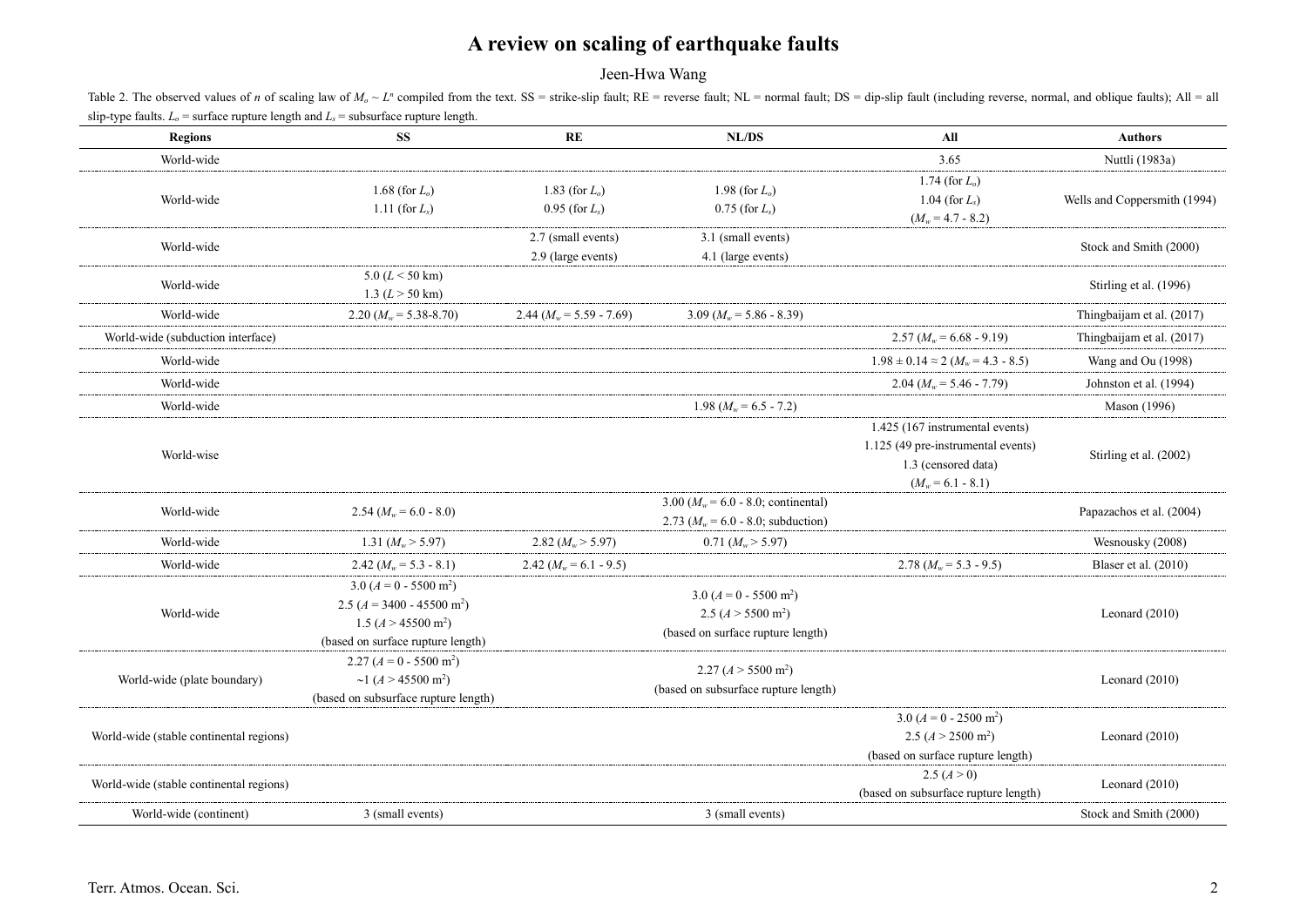# A review on scaling of earthquake faults

Jeen-Hwa Wang

Table 2. The observed values of $n$ of scaling law of $M_o \sim L^n$ compiled from the text. SS = strike-slip fault; RE = reverse fault; NL = normal fault; DS = dip-slip fault (including reverse, normal, and oblique faults); All = all slip-type faults. $L_o$ = surface rupture length and $L_s$ = subsurface rupture length.

| Regions | SS | RE | NL/DS | All | Authors |
|---|---|---|---|---|---|
| World-wide | | | | 3.65 | Nuttli (1983a) |
| World-wide | 1.68 (for $L_o$)<br>1.11 (for $L_s$) | 1.83 (for $L_o$)<br>0.95 (for $L_s$) | 1.98 (for $L_o$)<br>0.75 (for $L_s$) | 1.74 (for $L_o$)<br>1.04 (for $L_s$)<br>($M_w$ = 4.7 - 8.2) | Wells and Coppersmith (1994) |
| World-wide | | 2.7 (small events)<br>2.9 (large events) | 3.1 (small events)<br>4.1 (large events) | | Stock and Smith (2000) |
| World-wide | 5.0 ($L$ < 50 km)<br>1.3 ($L$ > 50 km) | | | | Stirling et al. (1996) |
| World-wide | 2.20 ($M_w$ = 5.38-8.70) | 2.44 ($M_w$ = 5.59 - 7.69) | 3.09 ($M_w$ = 5.86 - 8.39) | | Thingbaijam et al. (2017) |
| World-wide (subduction interface) | | | | 2.57 ($M_w$ = 6.68 - 9.19) | Thingbaijam et al. (2017) |
| World-wide | | | | 1.98 ± 0.14 ≈ 2 ($M_w$ = 4.3 - 8.5) | Wang and Ou (1998) |
| World-wide | | | | 2.04 ($M_w$ = 5.46 - 7.79) | Johnston et al. (1994) |
| World-wide | | | 1.98 ($M_w$ = 6.5 - 7.2) | | Mason (1996) |
| World-wise | | | | 1.425 (167 instrumental events)<br>1.125 (49 pre-instrumental events)<br>1.3 (censored data)<br>($M_w$ = 6.1 - 8.1) | Stirling et al. (2002) |
| World-wide | 2.54 ($M_w$ = 6.0 - 8.0) | | 3.00 ($M_w$ = 6.0 - 8.0; continental)<br>2.73 ($M_w$ = 6.0 - 8.0; subduction) | | Papazachos et al. (2004) |
| World-wide | 1.31 ($M_w$ > 5.97) | 2.82 ($M_w$ > 5.97) | 0.71 ($M_w$ > 5.97) | | Wesnousky (2008) |
| World-wide | 2.42 ($M_w$ = 5.3 - 8.1) | 2.42 ($M_w$ = 6.1 - 9.5) | | 2.78 ($M_w$ = 5.3 - 9.5) | Blaser et al. (2010) |
| World-wide | 3.0 ($A$ = 0 - 5500 m$^2$)<br>2.5 ($A$ = 3400 - 45500 m$^2$)<br>1.5 ($A$ > 45500 m$^2$)<br>(based on surface rupture length) | | 3.0 ($A$ = 0 - 5500 m$^2$)<br>2.5 ($A$ > 5500 m$^2$)<br>(based on surface rupture length) | | Leonard (2010) |
| World-wide (plate boundary) | 2.27 ($A$ = 0 - 5500 m$^2$)<br>~1 ($A$ > 45500 m$^2$)<br>(based on subsurface rupture length) | | 2.27 ($A$ > 5500 m$^2$)<br>(based on subsurface rupture length) | | Leonard (2010) |
| World-wide (stable continental regions) | | | | 3.0 ($A$ = 0 - 2500 m$^2$)<br>2.5 ($A$ > 2500 m$^2$)<br>(based on surface rupture length) | Leonard (2010) |
| World-wide (stable continental regions) | | | | 2.5 ($A$ > 0)<br>(based on subsurface rupture length) | Leonard (2010) |
| World-wide (continent) | 3 (small events) | | 3 (small events) | | Stock and Smith (2000) |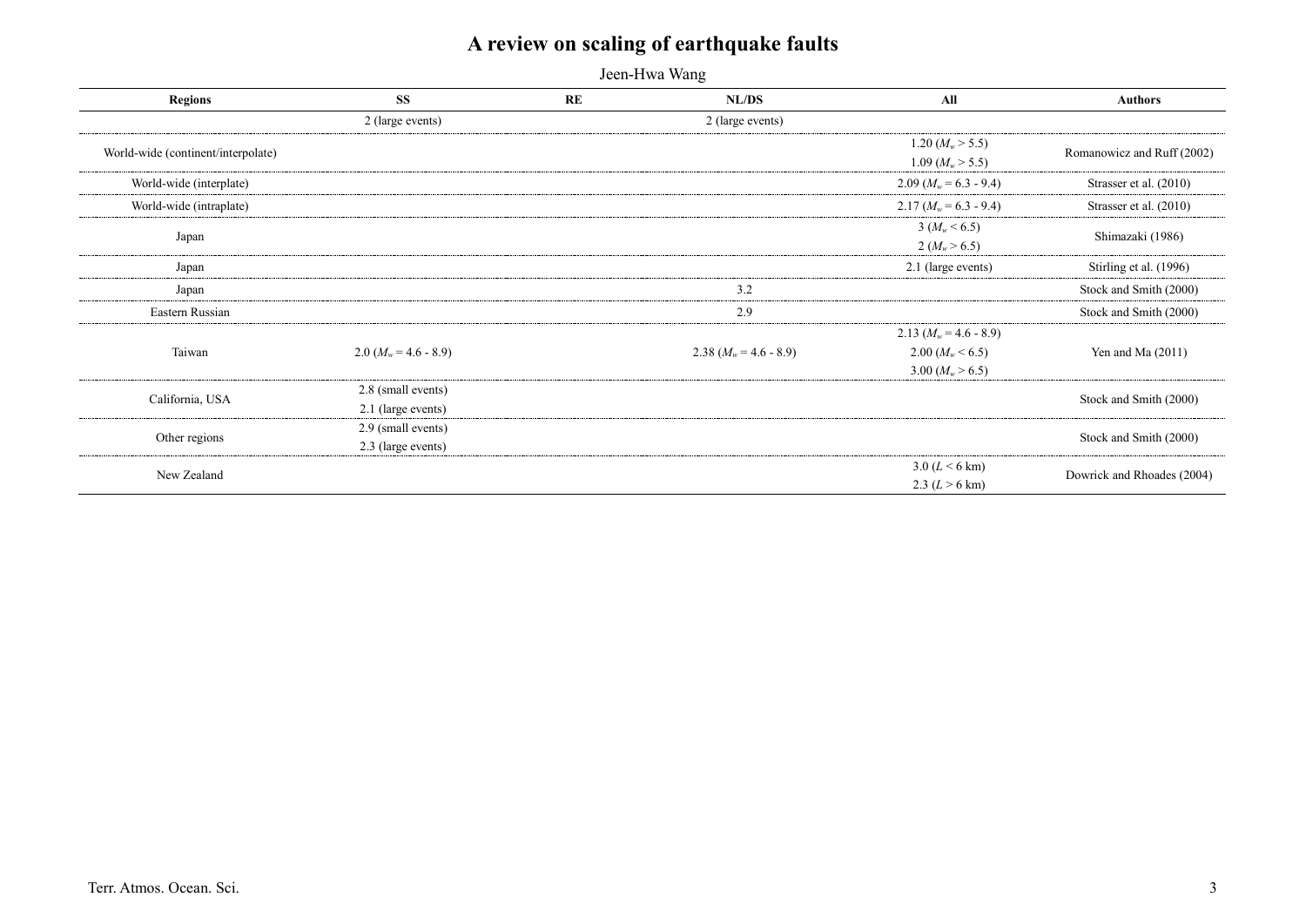| Regions | SS | RE | NL/DS | All | Authors |
|---|---|---|---|---|---|
| | 2 (large events) | | 2 (large events) | | |
| World-wide (continent/interpolate) | | | | 1.20 ($M_w > 5.5$)<br>1.09 ($M_w > 5.5$) | Romanowicz and Ruff (2002) |
| World-wide (interplate) | | | | 2.09 ($M_w$ = 6.3 - 9.4) | Strasser et al. (2010) |
| World-wide (intraplate) | | | | 2.17 ($M_w$ = 6.3 - 9.4) | Strasser et al. (2010) |
| Japan | | | | 3 ($M_w < 6.5$)<br>2 ($M_w > 6.5$) | Shimazaki (1986) |
| Japan | | | | 2.1 (large events) | Stirling et al. (1996) |
| Japan | | | 3.2 | | Stock and Smith (2000) |
| Eastern Russian | | | 2.9 | | Stock and Smith (2000) |
| Taiwan | 2.0 ($M_w$ = 4.6 - 8.9) | | 2.38 ($M_w$ = 4.6 - 8.9) | 2.13 ($M_w$ = 4.6 - 8.9)<br>2.00 ($M_w < 6.5$)<br>3.00 ($M_w > 6.5$) | Yen and Ma (2011) |
| California, USA | 2.8 (small events)<br>2.1 (large events) | | | | Stock and Smith (2000) |
| Other regions | 2.9 (small events)<br>2.3 (large events) | | | | Stock and Smith (2000) |
| New Zealand | | | | 3.0 ($L < 6$ km)<br>2.3 ($L > 6$ km) | Dowrick and Rhoades (2004) |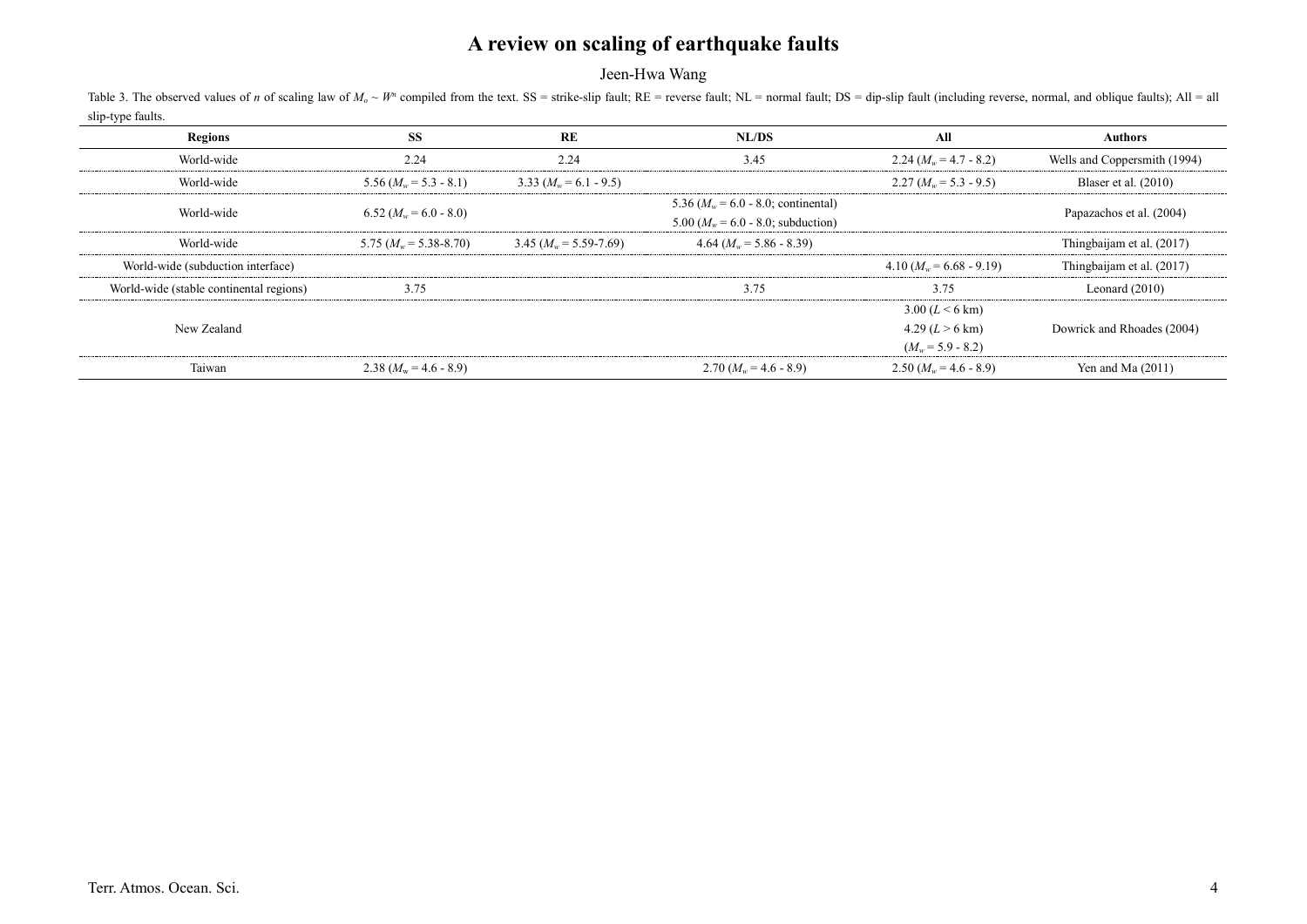# A review on scaling of earthquake faults

Jeen-Hwa Wang

Table 3. The observed values of $n$ of scaling law of $M_o \sim W^n$ compiled from the text. SS = strike-slip fault; RE = reverse fault; NL = normal fault; DS = dip-slip fault (including reverse, normal, and oblique faults); All = all slip-type faults.

| Regions | SS | RE | NL/DS | All | Authors |
|---|---|---|---|---|---|
| World-wide | 2.24 | 2.24 | 3.45 | 2.24 ($M_w$ = 4.7 - 8.2) | Wells and Coppersmith (1994) |
| World-wide | 5.56 ($M_w$ = 5.3 - 8.1) | 3.33 ($M_w$ = 6.1 - 9.5) | | 2.27 ($M_w$ = 5.3 - 9.5) | Blaser et al. (2010) |
| World-wide | 6.52 ($M_w$ = 6.0 - 8.0) | | 5.36 ($M_w$ = 6.0 - 8.0; continental)<br>5.00 ($M_w$ = 6.0 - 8.0; subduction) | | Papazachos et al. (2004) |
| World-wide | 5.75 ($M_w$ = 5.38-8.70) | 3.45 ($M_w$ = 5.59-7.69) | 4.64 ($M_w$ = 5.86 - 8.39) | | Thingbaijam et al. (2017) |
| World-wide (subduction interface) | | | | 4.10 ($M_w$ = 6.68 - 9.19) | Thingbaijam et al. (2017) |
| World-wide (stable continental regions) | 3.75 | | 3.75 | 3.75 | Leonard (2010) |
| New Zealand | | | | 3.00 ($L$ < 6 km)<br>4.29 ($L$ > 6 km)<br>($M_w$ = 5.9 - 8.2) | Dowrick and Rhoades (2004) |
| Taiwan | 2.38 ($M_w$ = 4.6 - 8.9) | | 2.70 ($M_w$ = 4.6 - 8.9) | 2.50 ($M_w$ = 4.6 - 8.9) | Yen and Ma (2011) |